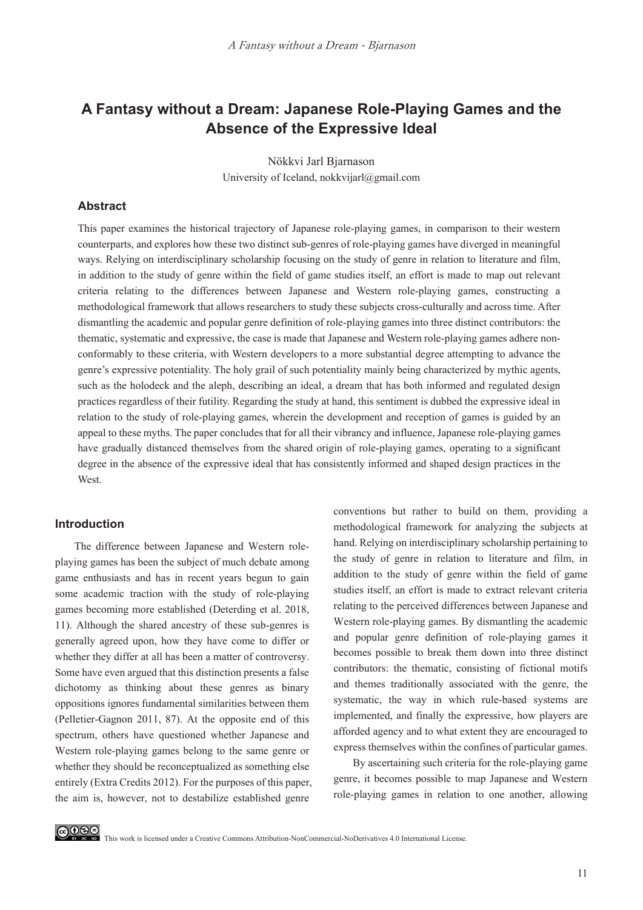# A Fantasy without a Dream: Japanese Role-Playing Games and the Absence of the Expressive Ideal

Nökkvi Jarl Bjarnason

University of Iceland, nokkvijarl@gmail.com

## Abstract

This paper examines the historical trajectory of Japanese role-playing games, in comparison to their western counterparts, and explores how these two distinct sub-genres of role-playing games have diverged in meaningful ways. Relying on interdisciplinary scholarship focusing on the study of genre in relation to literature and film, in addition to the study of genre within the field of game studies itself, an effort is made to map out relevant criteria relating to the differences between Japanese and Western role-playing games, constructing a methodological framework that allows researchers to study these subjects cross-culturally and across time. After dismantling the academic and popular genre definition of role-playing games into three distinct contributors: the thematic, systematic and expressive, the case is made that Japanese and Western role-playing games adhere non-conformably to these criteria, with Western developers to a more substantial degree attempting to advance the genre's expressive potentiality. The holy grail of such potentiality mainly being characterized by mythic agents, such as the holodeck and the aleph, describing an ideal, a dream that has both informed and regulated design practices regardless of their futility. Regarding the study at hand, this sentiment is dubbed the expressive ideal in relation to the study of role-playing games, wherein the development and reception of games is guided by an appeal to these myths. The paper concludes that for all their vibrancy and influence, Japanese role-playing games have gradually distanced themselves from the shared origin of role-playing games, operating to a significant degree in the absence of the expressive ideal that has consistently informed and shaped design practices in the West.

## Introduction

The difference between Japanese and Western role-playing games has been the subject of much debate among game enthusiasts and has in recent years begun to gain some academic traction with the study of role-playing games becoming more established (Deterding et al. 2018, 11). Although the shared ancestry of these sub-genres is generally agreed upon, how they have come to differ or whether they differ at all has been a matter of controversy. Some have even argued that this distinction presents a false dichotomy as thinking about these genres as binary oppositions ignores fundamental similarities between them (Pelletier-Gagnon 2011, 87). At the opposite end of this spectrum, others have questioned whether Japanese and Western role-playing games belong to the same genre or whether they should be reconceptualized as something else entirely (Extra Credits 2012). For the purposes of this paper, the aim is, however, not to destabilize established genre conventions but rather to build on them, providing a methodological framework for analyzing the subjects at hand. Relying on interdisciplinary scholarship pertaining to the study of genre in relation to literature and film, in addition to the study of genre within the field of game studies itself, an effort is made to extract relevant criteria relating to the perceived differences between Japanese and Western role-playing games. By dismantling the academic and popular genre definition of role-playing games it becomes possible to break them down into three distinct contributors: the thematic, consisting of fictional motifs and themes traditionally associated with the genre, the systematic, the way in which rule-based systems are implemented, and finally the expressive, how players are afforded agency and to what extent they are encouraged to express themselves within the confines of particular games.

By ascertaining such criteria for the role-playing game genre, it becomes possible to map Japanese and Western role-playing games in relation to one another, allowing

This work is licensed under a Creative Commons Attribution-NonCommercial-NoDerivatives 4.0 International License.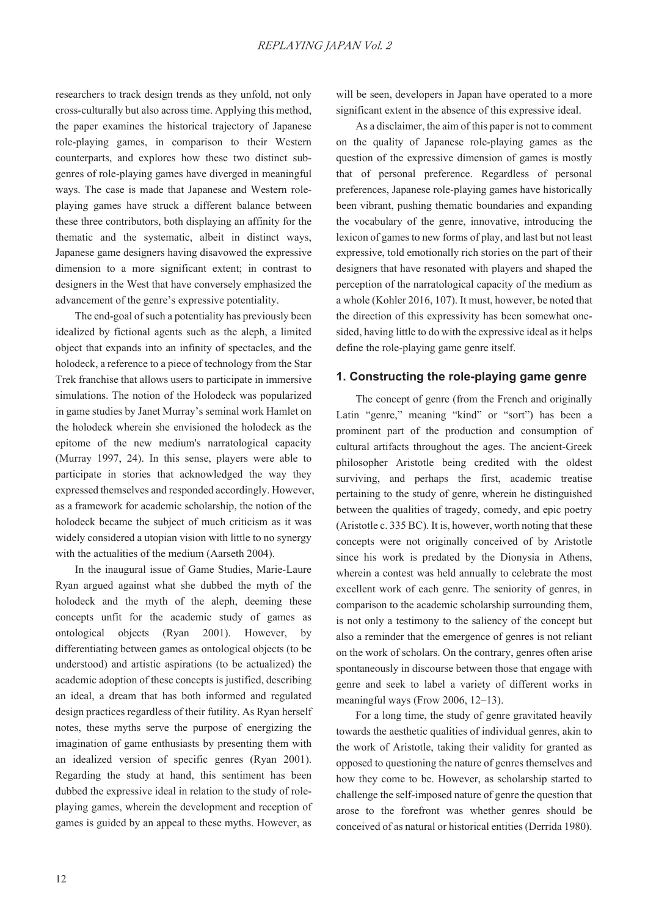researchers to track design trends as they unfold, not only cross-culturally but also across time. Applying this method, the paper examines the historical trajectory of Japanese role-playing games, in comparison to their Western counterparts, and explores how these two distinct sub-genres of role-playing games have diverged in meaningful ways. The case is made that Japanese and Western role-playing games have struck a different balance between these three contributors, both displaying an affinity for the thematic and the systematic, albeit in distinct ways, Japanese game designers having disavowed the expressive dimension to a more significant extent; in contrast to designers in the West that have conversely emphasized the advancement of the genre's expressive potentiality.

The end-goal of such a potentiality has previously been idealized by fictional agents such as the aleph, a limited object that expands into an infinity of spectacles, and the holodeck, a reference to a piece of technology from the Star Trek franchise that allows users to participate in immersive simulations. The notion of the Holodeck was popularized in game studies by Janet Murray's seminal work Hamlet on the holodeck wherein she envisioned the holodeck as the epitome of the new medium's narratological capacity (Murray 1997, 24). In this sense, players were able to participate in stories that acknowledged the way they expressed themselves and responded accordingly. However, as a framework for academic scholarship, the notion of the holodeck became the subject of much criticism as it was widely considered a utopian vision with little to no synergy with the actualities of the medium (Aarseth 2004).

In the inaugural issue of Game Studies, Marie-Laure Ryan argued against what she dubbed the myth of the holodeck and the myth of the aleph, deeming these concepts unfit for the academic study of games as ontological objects (Ryan 2001). However, by differentiating between games as ontological objects (to be understood) and artistic aspirations (to be actualized) the academic adoption of these concepts is justified, describing an ideal, a dream that has both informed and regulated design practices regardless of their futility. As Ryan herself notes, these myths serve the purpose of energizing the imagination of game enthusiasts by presenting them with an idealized version of specific genres (Ryan 2001). Regarding the study at hand, this sentiment has been dubbed the expressive ideal in relation to the study of role-playing games, wherein the development and reception of games is guided by an appeal to these myths. However, as will be seen, developers in Japan have operated to a more significant extent in the absence of this expressive ideal.

As a disclaimer, the aim of this paper is not to comment on the quality of Japanese role-playing games as the question of the expressive dimension of games is mostly that of personal preference. Regardless of personal preferences, Japanese role-playing games have historically been vibrant, pushing thematic boundaries and expanding the vocabulary of the genre, innovative, introducing the lexicon of games to new forms of play, and last but not least expressive, told emotionally rich stories on the part of their designers that have resonated with players and shaped the perception of the narratological capacity of the medium as a whole (Kohler 2016, 107). It must, however, be noted that the direction of this expressivity has been somewhat one-sided, having little to do with the expressive ideal as it helps define the role-playing game genre itself.

## 1. Constructing the role-playing game genre

The concept of genre (from the French and originally Latin "genre," meaning "kind" or "sort") has been a prominent part of the production and consumption of cultural artifacts throughout the ages. The ancient-Greek philosopher Aristotle being credited with the oldest surviving, and perhaps the first, academic treatise pertaining to the study of genre, wherein he distinguished between the qualities of tragedy, comedy, and epic poetry (Aristotle c. 335 BC). It is, however, worth noting that these concepts were not originally conceived of by Aristotle since his work is predated by the Dionysia in Athens, wherein a contest was held annually to celebrate the most excellent work of each genre. The seniority of genres, in comparison to the academic scholarship surrounding them, is not only a testimony to the saliency of the concept but also a reminder that the emergence of genres is not reliant on the work of scholars. On the contrary, genres often arise spontaneously in discourse between those that engage with genre and seek to label a variety of different works in meaningful ways (Frow 2006, 12–13).

For a long time, the study of genre gravitated heavily towards the aesthetic qualities of individual genres, akin to the work of Aristotle, taking their validity for granted as opposed to questioning the nature of genres themselves and how they come to be. However, as scholarship started to challenge the self-imposed nature of genre the question that arose to the forefront was whether genres should be conceived of as natural or historical entities (Derrida 1980).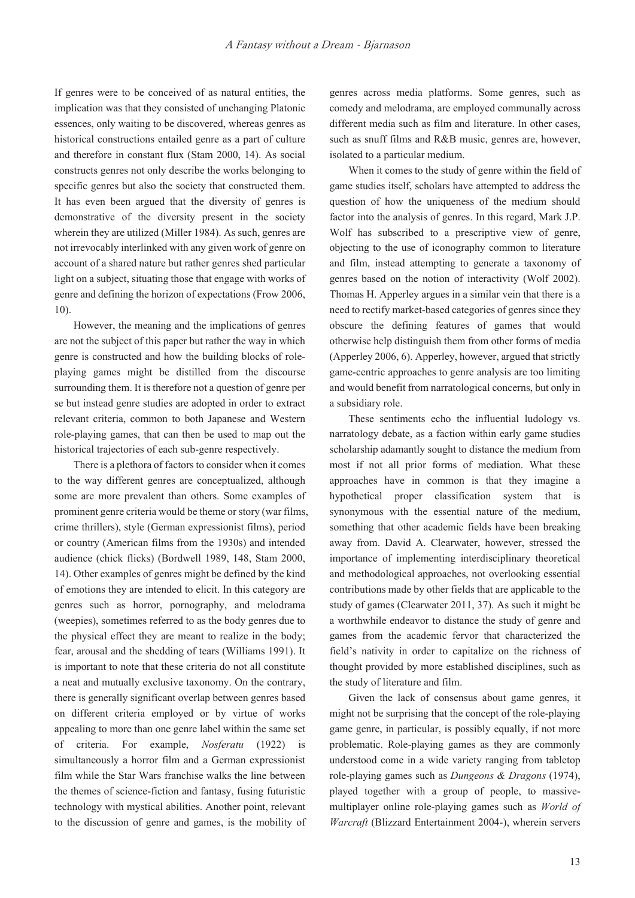If genres were to be conceived of as natural entities, the implication was that they consisted of unchanging Platonic essences, only waiting to be discovered, whereas genres as historical constructions entailed genre as a part of culture and therefore in constant flux (Stam 2000, 14). As social constructs genres not only describe the works belonging to specific genres but also the society that constructed them. It has even been argued that the diversity of genres is demonstrative of the diversity present in the society wherein they are utilized (Miller 1984). As such, genres are not irrevocably interlinked with any given work of genre on account of a shared nature but rather genres shed particular light on a subject, situating those that engage with works of genre and defining the horizon of expectations (Frow 2006, 10).

However, the meaning and the implications of genres are not the subject of this paper but rather the way in which genre is constructed and how the building blocks of role-playing games might be distilled from the discourse surrounding them. It is therefore not a question of genre per se but instead genre studies are adopted in order to extract relevant criteria, common to both Japanese and Western role-playing games, that can then be used to map out the historical trajectories of each sub-genre respectively.

There is a plethora of factors to consider when it comes to the way different genres are conceptualized, although some are more prevalent than others. Some examples of prominent genre criteria would be theme or story (war films, crime thrillers), style (German expressionist films), period or country (American films from the 1930s) and intended audience (chick flicks) (Bordwell 1989, 148, Stam 2000, 14). Other examples of genres might be defined by the kind of emotions they are intended to elicit. In this category are genres such as horror, pornography, and melodrama (weepies), sometimes referred to as the body genres due to the physical effect they are meant to realize in the body; fear, arousal and the shedding of tears (Williams 1991). It is important to note that these criteria do not all constitute a neat and mutually exclusive taxonomy. On the contrary, there is generally significant overlap between genres based on different criteria employed or by virtue of works appealing to more than one genre label within the same set of criteria. For example, *Nosferatu* (1922) is simultaneously a horror film and a German expressionist film while the Star Wars franchise walks the line between the themes of science-fiction and fantasy, fusing futuristic technology with mystical abilities. Another point, relevant to the discussion of genre and games, is the mobility of genres across media platforms. Some genres, such as comedy and melodrama, are employed communally across different media such as film and literature. In other cases, such as snuff films and R&B music, genres are, however, isolated to a particular medium.

When it comes to the study of genre within the field of game studies itself, scholars have attempted to address the question of how the uniqueness of the medium should factor into the analysis of genres. In this regard, Mark J.P. Wolf has subscribed to a prescriptive view of genre, objecting to the use of iconography common to literature and film, instead attempting to generate a taxonomy of genres based on the notion of interactivity (Wolf 2002). Thomas H. Apperley argues in a similar vein that there is a need to rectify market-based categories of genres since they obscure the defining features of games that would otherwise help distinguish them from other forms of media (Apperley 2006, 6). Apperley, however, argued that strictly game-centric approaches to genre analysis are too limiting and would benefit from narratological concerns, but only in a subsidiary role.

These sentiments echo the influential ludology vs. narratology debate, as a faction within early game studies scholarship adamantly sought to distance the medium from most if not all prior forms of mediation. What these approaches have in common is that they imagine a hypothetical proper classification system that is synonymous with the essential nature of the medium, something that other academic fields have been breaking away from. David A. Clearwater, however, stressed the importance of implementing interdisciplinary theoretical and methodological approaches, not overlooking essential contributions made by other fields that are applicable to the study of games (Clearwater 2011, 37). As such it might be a worthwhile endeavor to distance the study of genre and games from the academic fervor that characterized the field's nativity in order to capitalize on the richness of thought provided by more established disciplines, such as the study of literature and film.

Given the lack of consensus about game genres, it might not be surprising that the concept of the role-playing game genre, in particular, is possibly equally, if not more problematic. Role-playing games as they are commonly understood come in a wide variety ranging from tabletop role-playing games such as *Dungeons & Dragons* (1974), played together with a group of people, to massive-multiplayer online role-playing games such as *World of Warcraft* (Blizzard Entertainment 2004-), wherein servers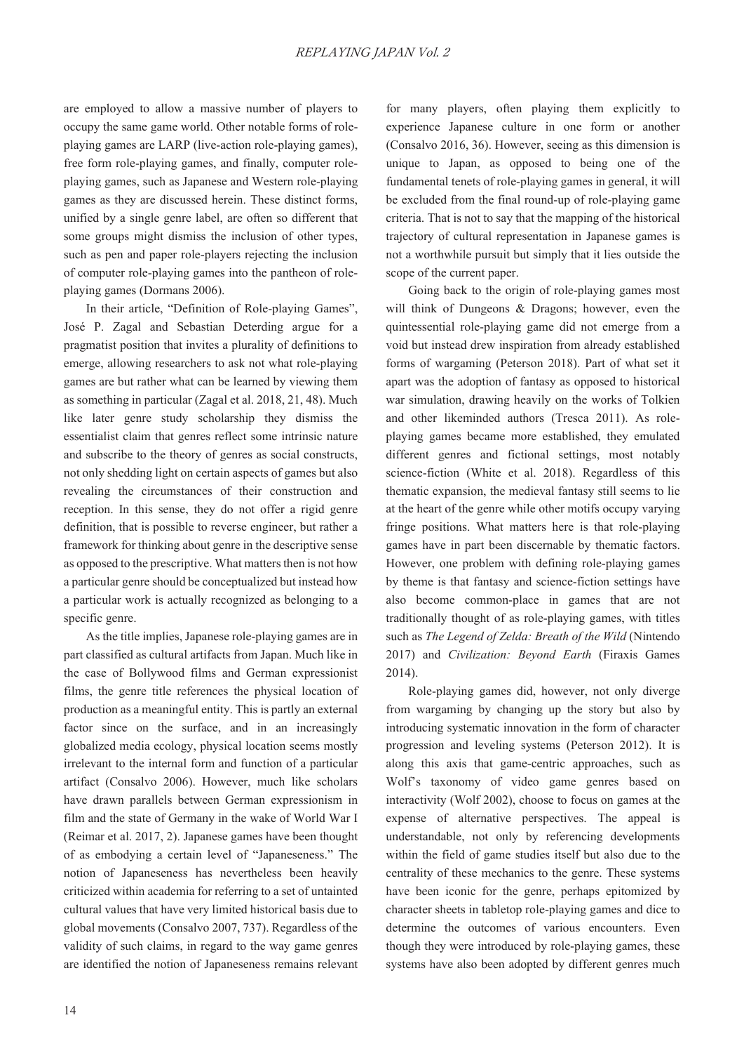are employed to allow a massive number of players to occupy the same game world. Other notable forms of role-playing games are LARP (live-action role-playing games), free form role-playing games, and finally, computer role-playing games, such as Japanese and Western role-playing games as they are discussed herein. These distinct forms, unified by a single genre label, are often so different that some groups might dismiss the inclusion of other types, such as pen and paper role-players rejecting the inclusion of computer role-playing games into the pantheon of role-playing games (Dormans 2006).

In their article, "Definition of Role-playing Games", José P. Zagal and Sebastian Deterding argue for a pragmatist position that invites a plurality of definitions to emerge, allowing researchers to ask not what role-playing games are but rather what can be learned by viewing them as something in particular (Zagal et al. 2018, 21, 48). Much like later genre study scholarship they dismiss the essentialist claim that genres reflect some intrinsic nature and subscribe to the theory of genres as social constructs, not only shedding light on certain aspects of games but also revealing the circumstances of their construction and reception. In this sense, they do not offer a rigid genre definition, that is possible to reverse engineer, but rather a framework for thinking about genre in the descriptive sense as opposed to the prescriptive. What matters then is not how a particular genre should be conceptualized but instead how a particular work is actually recognized as belonging to a specific genre.

As the title implies, Japanese role-playing games are in part classified as cultural artifacts from Japan. Much like in the case of Bollywood films and German expressionist films, the genre title references the physical location of production as a meaningful entity. This is partly an external factor since on the surface, and in an increasingly globalized media ecology, physical location seems mostly irrelevant to the internal form and function of a particular artifact (Consalvo 2006). However, much like scholars have drawn parallels between German expressionism in film and the state of Germany in the wake of World War I (Reimar et al. 2017, 2). Japanese games have been thought of as embodying a certain level of "Japaneseness." The notion of Japaneseness has nevertheless been heavily criticized within academia for referring to a set of untainted cultural values that have very limited historical basis due to global movements (Consalvo 2007, 737). Regardless of the validity of such claims, in regard to the way game genres are identified the notion of Japaneseness remains relevant for many players, often playing them explicitly to experience Japanese culture in one form or another (Consalvo 2016, 36). However, seeing as this dimension is unique to Japan, as opposed to being one of the fundamental tenets of role-playing games in general, it will be excluded from the final round-up of role-playing game criteria. That is not to say that the mapping of the historical trajectory of cultural representation in Japanese games is not a worthwhile pursuit but simply that it lies outside the scope of the current paper.

Going back to the origin of role-playing games most will think of Dungeons & Dragons; however, even the quintessential role-playing game did not emerge from a void but instead drew inspiration from already established forms of wargaming (Peterson 2018). Part of what set it apart was the adoption of fantasy as opposed to historical war simulation, drawing heavily on the works of Tolkien and other likeminded authors (Tresca 2011). As role-playing games became more established, they emulated different genres and fictional settings, most notably science-fiction (White et al. 2018). Regardless of this thematic expansion, the medieval fantasy still seems to lie at the heart of the genre while other motifs occupy varying fringe positions. What matters here is that role-playing games have in part been discernable by thematic factors. However, one problem with defining role-playing games by theme is that fantasy and science-fiction settings have also become common-place in games that are not traditionally thought of as role-playing games, with titles such as *The Legend of Zelda: Breath of the Wild* (Nintendo 2017) and *Civilization: Beyond Earth* (Firaxis Games 2014).

Role-playing games did, however, not only diverge from wargaming by changing up the story but also by introducing systematic innovation in the form of character progression and leveling systems (Peterson 2012). It is along this axis that game-centric approaches, such as Wolf's taxonomy of video game genres based on interactivity (Wolf 2002), choose to focus on games at the expense of alternative perspectives. The appeal is understandable, not only by referencing developments within the field of game studies itself but also due to the centrality of these mechanics to the genre. These systems have been iconic for the genre, perhaps epitomized by character sheets in tabletop role-playing games and dice to determine the outcomes of various encounters. Even though they were introduced by role-playing games, these systems have also been adopted by different genres much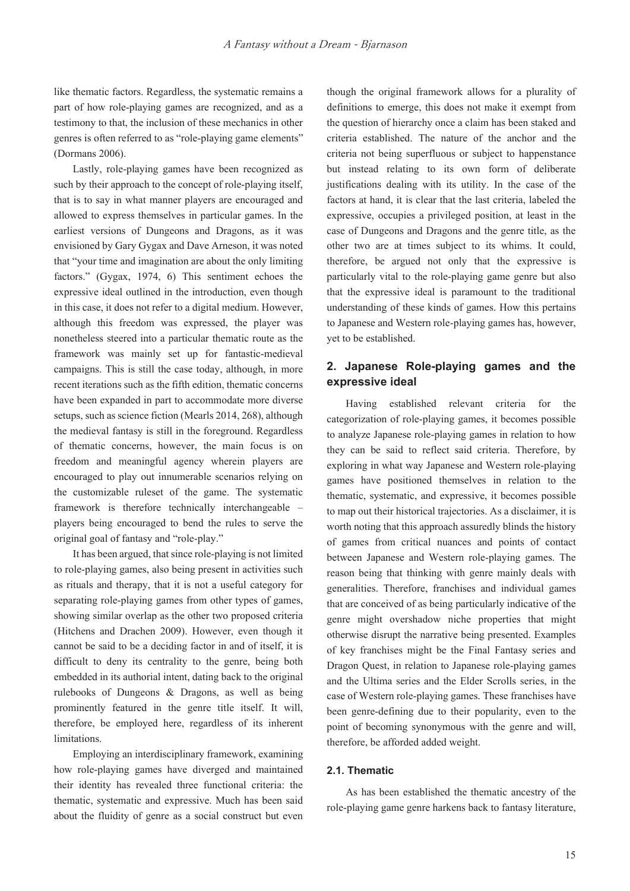like thematic factors. Regardless, the systematic remains a part of how role-playing games are recognized, and as a testimony to that, the inclusion of these mechanics in other genres is often referred to as "role-playing game elements" (Dormans 2006).

Lastly, role-playing games have been recognized as such by their approach to the concept of role-playing itself, that is to say in what manner players are encouraged and allowed to express themselves in particular games. In the earliest versions of Dungeons and Dragons, as it was envisioned by Gary Gygax and Dave Arneson, it was noted that "your time and imagination are about the only limiting factors." (Gygax, 1974, 6) This sentiment echoes the expressive ideal outlined in the introduction, even though in this case, it does not refer to a digital medium. However, although this freedom was expressed, the player was nonetheless steered into a particular thematic route as the framework was mainly set up for fantastic-medieval campaigns. This is still the case today, although, in more recent iterations such as the fifth edition, thematic concerns have been expanded in part to accommodate more diverse setups, such as science fiction (Mearls 2014, 268), although the medieval fantasy is still in the foreground. Regardless of thematic concerns, however, the main focus is on freedom and meaningful agency wherein players are encouraged to play out innumerable scenarios relying on the customizable ruleset of the game. The systematic framework is therefore technically interchangeable – players being encouraged to bend the rules to serve the original goal of fantasy and "role-play."

It has been argued, that since role-playing is not limited to role-playing games, also being present in activities such as rituals and therapy, that it is not a useful category for separating role-playing games from other types of games, showing similar overlap as the other two proposed criteria (Hitchens and Drachen 2009). However, even though it cannot be said to be a deciding factor in and of itself, it is difficult to deny its centrality to the genre, being both embedded in its authorial intent, dating back to the original rulebooks of Dungeons & Dragons, as well as being prominently featured in the genre title itself. It will, therefore, be employed here, regardless of its inherent limitations.

Employing an interdisciplinary framework, examining how role-playing games have diverged and maintained their identity has revealed three functional criteria: the thematic, systematic and expressive. Much has been said about the fluidity of genre as a social construct but even though the original framework allows for a plurality of definitions to emerge, this does not make it exempt from the question of hierarchy once a claim has been staked and criteria established. The nature of the anchor and the criteria not being superfluous or subject to happenstance but instead relating to its own form of deliberate justifications dealing with its utility. In the case of the factors at hand, it is clear that the last criteria, labeled the expressive, occupies a privileged position, at least in the case of Dungeons and Dragons and the genre title, as the other two are at times subject to its whims. It could, therefore, be argued not only that the expressive is particularly vital to the role-playing game genre but also that the expressive ideal is paramount to the traditional understanding of these kinds of games. How this pertains to Japanese and Western role-playing games has, however, yet to be established.

## 2. Japanese Role-playing games and the expressive ideal

Having established relevant criteria for the categorization of role-playing games, it becomes possible to analyze Japanese role-playing games in relation to how they can be said to reflect said criteria. Therefore, by exploring in what way Japanese and Western role-playing games have positioned themselves in relation to the thematic, systematic, and expressive, it becomes possible to map out their historical trajectories. As a disclaimer, it is worth noting that this approach assuredly blinds the history of games from critical nuances and points of contact between Japanese and Western role-playing games. The reason being that thinking with genre mainly deals with generalities. Therefore, franchises and individual games that are conceived of as being particularly indicative of the genre might overshadow niche properties that might otherwise disrupt the narrative being presented. Examples of key franchises might be the Final Fantasy series and Dragon Quest, in relation to Japanese role-playing games and the Ultima series and the Elder Scrolls series, in the case of Western role-playing games. These franchises have been genre-defining due to their popularity, even to the point of becoming synonymous with the genre and will, therefore, be afforded added weight.

### 2.1. Thematic

As has been established the thematic ancestry of the role-playing game genre harkens back to fantasy literature,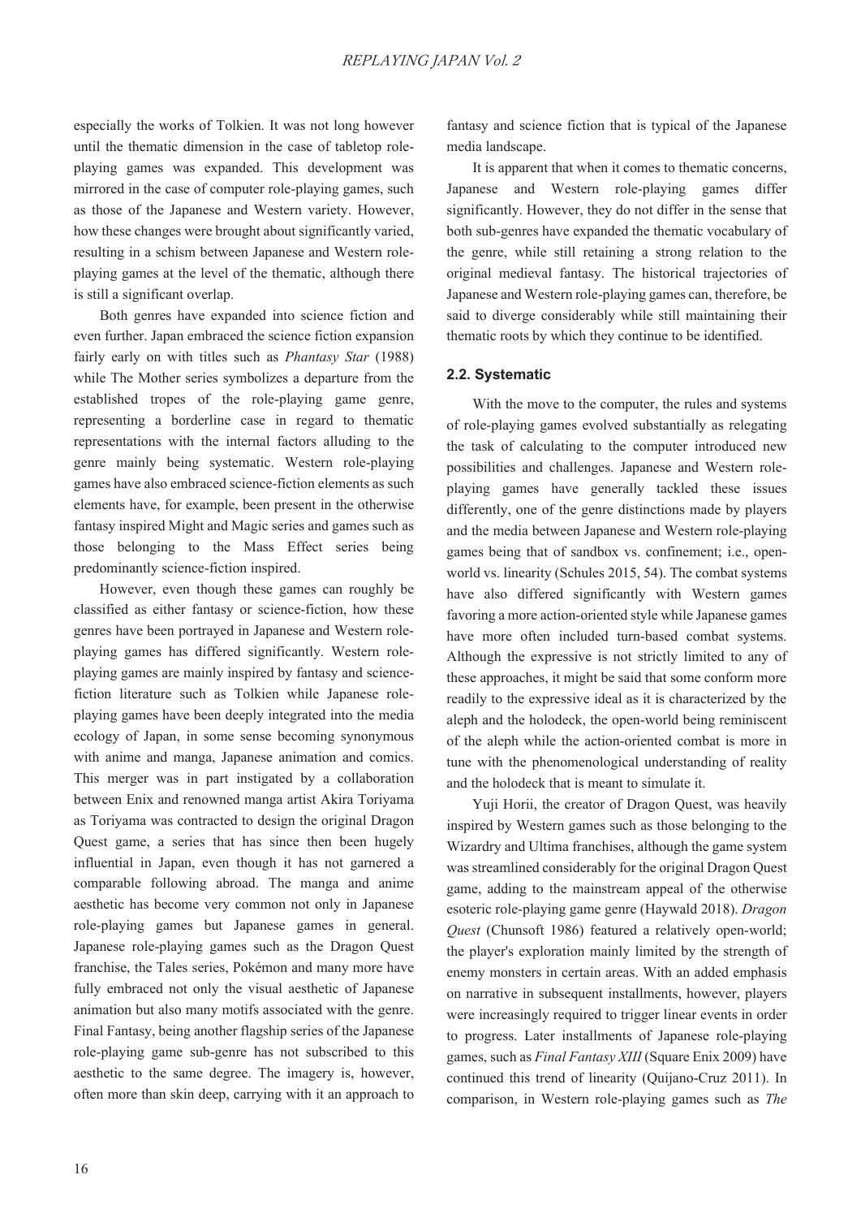especially the works of Tolkien. It was not long however until the thematic dimension in the case of tabletop role-playing games was expanded. This development was mirrored in the case of computer role-playing games, such as those of the Japanese and Western variety. However, how these changes were brought about significantly varied, resulting in a schism between Japanese and Western role-playing games at the level of the thematic, although there is still a significant overlap.

Both genres have expanded into science fiction and even further. Japan embraced the science fiction expansion fairly early on with titles such as *Phantasy Star* (1988) while The Mother series symbolizes a departure from the established tropes of the role-playing game genre, representing a borderline case in regard to thematic representations with the internal factors alluding to the genre mainly being systematic. Western role-playing games have also embraced science-fiction elements as such elements have, for example, been present in the otherwise fantasy inspired Might and Magic series and games such as those belonging to the Mass Effect series being predominantly science-fiction inspired.

However, even though these games can roughly be classified as either fantasy or science-fiction, how these genres have been portrayed in Japanese and Western role-playing games has differed significantly. Western role-playing games are mainly inspired by fantasy and science-fiction literature such as Tolkien while Japanese role-playing games have been deeply integrated into the media ecology of Japan, in some sense becoming synonymous with anime and manga, Japanese animation and comics. This merger was in part instigated by a collaboration between Enix and renowned manga artist Akira Toriyama as Toriyama was contracted to design the original Dragon Quest game, a series that has since then been hugely influential in Japan, even though it has not garnered a comparable following abroad. The manga and anime aesthetic has become very common not only in Japanese role-playing games but Japanese games in general. Japanese role-playing games such as the Dragon Quest franchise, the Tales series, Pokémon and many more have fully embraced not only the visual aesthetic of Japanese animation but also many motifs associated with the genre. Final Fantasy, being another flagship series of the Japanese role-playing game sub-genre has not subscribed to this aesthetic to the same degree. The imagery is, however, often more than skin deep, carrying with it an approach to fantasy and science fiction that is typical of the Japanese media landscape.

It is apparent that when it comes to thematic concerns, Japanese and Western role-playing games differ significantly. However, they do not differ in the sense that both sub-genres have expanded the thematic vocabulary of the genre, while still retaining a strong relation to the original medieval fantasy. The historical trajectories of Japanese and Western role-playing games can, therefore, be said to diverge considerably while still maintaining their thematic roots by which they continue to be identified.

### 2.2. Systematic

With the move to the computer, the rules and systems of role-playing games evolved substantially as relegating the task of calculating to the computer introduced new possibilities and challenges. Japanese and Western role-playing games have generally tackled these issues differently, one of the genre distinctions made by players and the media between Japanese and Western role-playing games being that of sandbox vs. confinement; i.e., open-world vs. linearity (Schules 2015, 54). The combat systems have also differed significantly with Western games favoring a more action-oriented style while Japanese games have more often included turn-based combat systems. Although the expressive is not strictly limited to any of these approaches, it might be said that some conform more readily to the expressive ideal as it is characterized by the aleph and the holodeck, the open-world being reminiscent of the aleph while the action-oriented combat is more in tune with the phenomenological understanding of reality and the holodeck that is meant to simulate it.

Yuji Horii, the creator of Dragon Quest, was heavily inspired by Western games such as those belonging to the Wizardry and Ultima franchises, although the game system was streamlined considerably for the original Dragon Quest game, adding to the mainstream appeal of the otherwise esoteric role-playing game genre (Haywald 2018). *Dragon Quest* (Chunsoft 1986) featured a relatively open-world; the player's exploration mainly limited by the strength of enemy monsters in certain areas. With an added emphasis on narrative in subsequent installments, however, players were increasingly required to trigger linear events in order to progress. Later installments of Japanese role-playing games, such as *Final Fantasy XIII* (Square Enix 2009) have continued this trend of linearity (Quijano-Cruz 2011). In comparison, in Western role-playing games such as *The*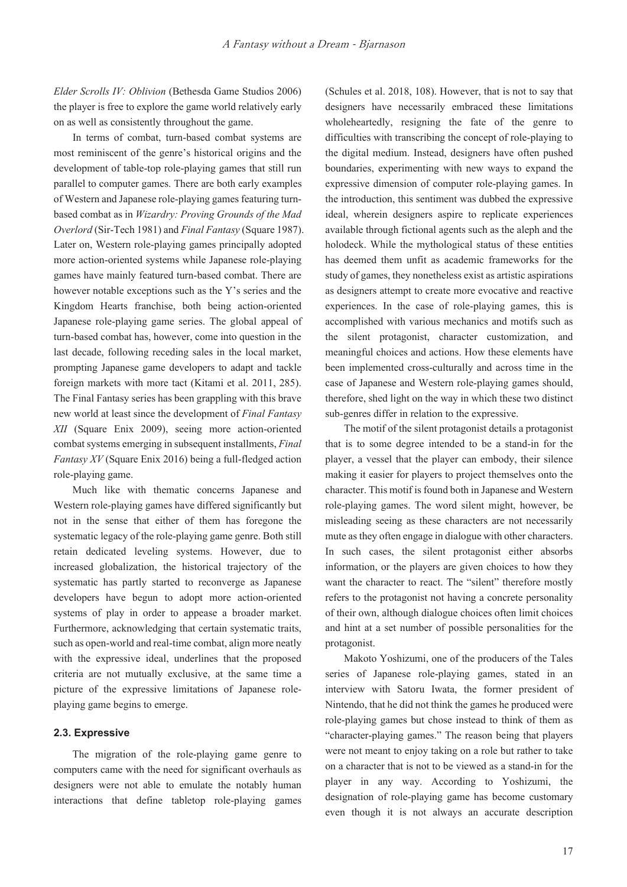*Elder Scrolls IV: Oblivion* (Bethesda Game Studios 2006) the player is free to explore the game world relatively early on as well as consistently throughout the game.

In terms of combat, turn-based combat systems are most reminiscent of the genre's historical origins and the development of table-top role-playing games that still run parallel to computer games. There are both early examples of Western and Japanese role-playing games featuring turn-based combat as in *Wizardry: Proving Grounds of the Mad Overlord* (Sir-Tech 1981) and *Final Fantasy* (Square 1987). Later on, Western role-playing games principally adopted more action-oriented systems while Japanese role-playing games have mainly featured turn-based combat. There are however notable exceptions such as the Y's series and the Kingdom Hearts franchise, both being action-oriented Japanese role-playing game series. The global appeal of turn-based combat has, however, come into question in the last decade, following receding sales in the local market, prompting Japanese game developers to adapt and tackle foreign markets with more tact (Kitami et al. 2011, 285). The Final Fantasy series has been grappling with this brave new world at least since the development of *Final Fantasy XII* (Square Enix 2009), seeing more action-oriented combat systems emerging in subsequent installments, *Final Fantasy XV* (Square Enix 2016) being a full-fledged action role-playing game.

Much like with thematic concerns Japanese and Western role-playing games have differed significantly but not in the sense that either of them has foregone the systematic legacy of the role-playing game genre. Both still retain dedicated leveling systems. However, due to increased globalization, the historical trajectory of the systematic has partly started to reconverge as Japanese developers have begun to adopt more action-oriented systems of play in order to appease a broader market. Furthermore, acknowledging that certain systematic traits, such as open-world and real-time combat, align more neatly with the expressive ideal, underlines that the proposed criteria are not mutually exclusive, at the same time a picture of the expressive limitations of Japanese role-playing game begins to emerge.

### 2.3. Expressive

The migration of the role-playing game genre to computers came with the need for significant overhauls as designers were not able to emulate the notably human interactions that define tabletop role-playing games (Schules et al. 2018, 108). However, that is not to say that designers have necessarily embraced these limitations wholeheartedly, resigning the fate of the genre to difficulties with transcribing the concept of role-playing to the digital medium. Instead, designers have often pushed boundaries, experimenting with new ways to expand the expressive dimension of computer role-playing games. In the introduction, this sentiment was dubbed the expressive ideal, wherein designers aspire to replicate experiences available through fictional agents such as the aleph and the holodeck. While the mythological status of these entities has deemed them unfit as academic frameworks for the study of games, they nonetheless exist as artistic aspirations as designers attempt to create more evocative and reactive experiences. In the case of role-playing games, this is accomplished with various mechanics and motifs such as the silent protagonist, character customization, and meaningful choices and actions. How these elements have been implemented cross-culturally and across time in the case of Japanese and Western role-playing games should, therefore, shed light on the way in which these two distinct sub-genres differ in relation to the expressive.

The motif of the silent protagonist details a protagonist that is to some degree intended to be a stand-in for the player, a vessel that the player can embody, their silence making it easier for players to project themselves onto the character. This motif is found both in Japanese and Western role-playing games. The word silent might, however, be misleading seeing as these characters are not necessarily mute as they often engage in dialogue with other characters. In such cases, the silent protagonist either absorbs information, or the players are given choices to how they want the character to react. The "silent" therefore mostly refers to the protagonist not having a concrete personality of their own, although dialogue choices often limit choices and hint at a set number of possible personalities for the protagonist.

Makoto Yoshizumi, one of the producers of the Tales series of Japanese role-playing games, stated in an interview with Satoru Iwata, the former president of Nintendo, that he did not think the games he produced were role-playing games but chose instead to think of them as "character-playing games." The reason being that players were not meant to enjoy taking on a role but rather to take on a character that is not to be viewed as a stand-in for the player in any way. According to Yoshizumi, the designation of role-playing game has become customary even though it is not always an accurate description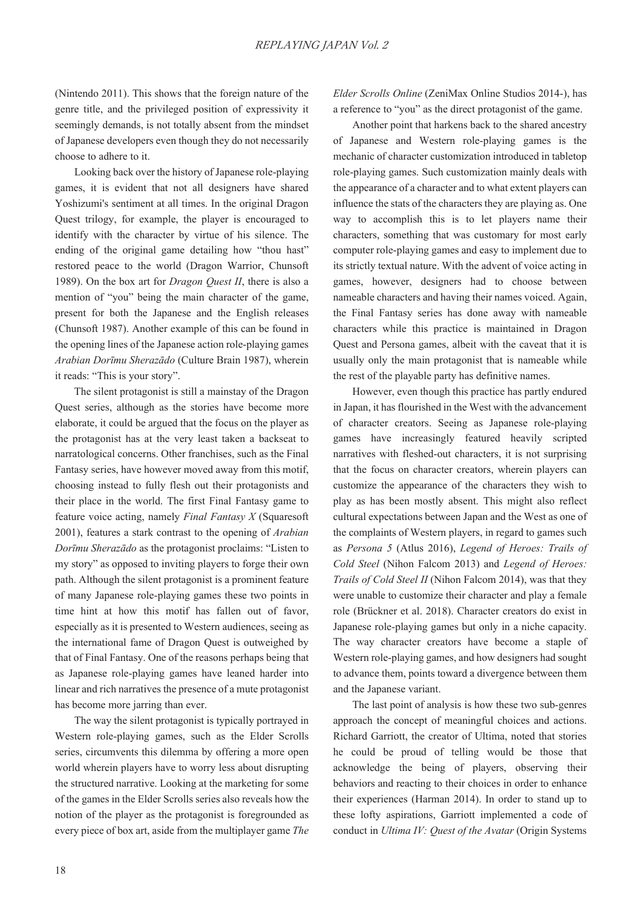(Nintendo 2011). This shows that the foreign nature of the genre title, and the privileged position of expressivity it seemingly demands, is not totally absent from the mindset of Japanese developers even though they do not necessarily choose to adhere to it.

Looking back over the history of Japanese role-playing games, it is evident that not all designers have shared Yoshizumi's sentiment at all times. In the original Dragon Quest trilogy, for example, the player is encouraged to identify with the character by virtue of his silence. The ending of the original game detailing how "thou hast" restored peace to the world (Dragon Warrior, Chunsoft 1989). On the box art for *Dragon Quest II*, there is also a mention of "you" being the main character of the game, present for both the Japanese and the English releases (Chunsoft 1987). Another example of this can be found in the opening lines of the Japanese action role-playing games *Arabian Dorīmu Sherazādo* (Culture Brain 1987), wherein it reads: "This is your story".

The silent protagonist is still a mainstay of the Dragon Quest series, although as the stories have become more elaborate, it could be argued that the focus on the player as the protagonist has at the very least taken a backseat to narratological concerns. Other franchises, such as the Final Fantasy series, have however moved away from this motif, choosing instead to fully flesh out their protagonists and their place in the world. The first Final Fantasy game to feature voice acting, namely *Final Fantasy X* (Squaresoft 2001), features a stark contrast to the opening of *Arabian Dorīmu Sherazādo* as the protagonist proclaims: "Listen to my story" as opposed to inviting players to forge their own path. Although the silent protagonist is a prominent feature of many Japanese role-playing games these two points in time hint at how this motif has fallen out of favor, especially as it is presented to Western audiences, seeing as the international fame of Dragon Quest is outweighed by that of Final Fantasy. One of the reasons perhaps being that as Japanese role-playing games have leaned harder into linear and rich narratives the presence of a mute protagonist has become more jarring than ever.

The way the silent protagonist is typically portrayed in Western role-playing games, such as the Elder Scrolls series, circumvents this dilemma by offering a more open world wherein players have to worry less about disrupting the structured narrative. Looking at the marketing for some of the games in the Elder Scrolls series also reveals how the notion of the player as the protagonist is foregrounded as every piece of box art, aside from the multiplayer game *The Elder Scrolls Online* (ZeniMax Online Studios 2014-), has a reference to "you" as the direct protagonist of the game.

Another point that harkens back to the shared ancestry of Japanese and Western role-playing games is the mechanic of character customization introduced in tabletop role-playing games. Such customization mainly deals with the appearance of a character and to what extent players can influence the stats of the characters they are playing as. One way to accomplish this is to let players name their characters, something that was customary for most early computer role-playing games and easy to implement due to its strictly textual nature. With the advent of voice acting in games, however, designers had to choose between nameable characters and having their names voiced. Again, the Final Fantasy series has done away with nameable characters while this practice is maintained in Dragon Quest and Persona games, albeit with the caveat that it is usually only the main protagonist that is nameable while the rest of the playable party has definitive names.

However, even though this practice has partly endured in Japan, it has flourished in the West with the advancement of character creators. Seeing as Japanese role-playing games have increasingly featured heavily scripted narratives with fleshed-out characters, it is not surprising that the focus on character creators, wherein players can customize the appearance of the characters they wish to play as has been mostly absent. This might also reflect cultural expectations between Japan and the West as one of the complaints of Western players, in regard to games such as *Persona 5* (Atlus 2016), *Legend of Heroes: Trails of Cold Steel* (Nihon Falcom 2013) and *Legend of Heroes: Trails of Cold Steel II* (Nihon Falcom 2014), was that they were unable to customize their character and play a female role (Brückner et al. 2018). Character creators do exist in Japanese role-playing games but only in a niche capacity. The way character creators have become a staple of Western role-playing games, and how designers had sought to advance them, points toward a divergence between them and the Japanese variant.

The last point of analysis is how these two sub-genres approach the concept of meaningful choices and actions. Richard Garriott, the creator of Ultima, noted that stories he could be proud of telling would be those that acknowledge the being of players, observing their behaviors and reacting to their choices in order to enhance their experiences (Harman 2014). In order to stand up to these lofty aspirations, Garriott implemented a code of conduct in *Ultima IV: Quest of the Avatar* (Origin Systems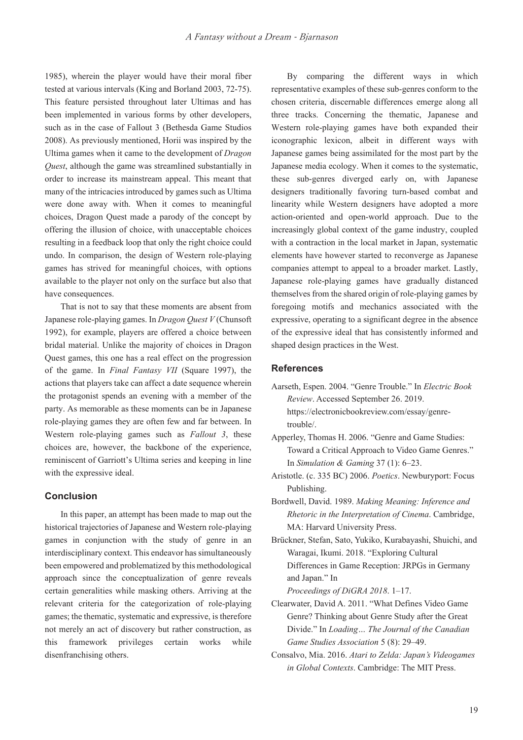1985), wherein the player would have their moral fiber tested at various intervals (King and Borland 2003, 72-75). This feature persisted throughout later Ultimas and has been implemented in various forms by other developers, such as in the case of Fallout 3 (Bethesda Game Studios 2008). As previously mentioned, Horii was inspired by the Ultima games when it came to the development of *Dragon Quest*, although the game was streamlined substantially in order to increase its mainstream appeal. This meant that many of the intricacies introduced by games such as Ultima were done away with. When it comes to meaningful choices, Dragon Quest made a parody of the concept by offering the illusion of choice, with unacceptable choices resulting in a feedback loop that only the right choice could undo. In comparison, the design of Western role-playing games has strived for meaningful choices, with options available to the player not only on the surface but also that have consequences.

That is not to say that these moments are absent from Japanese role-playing games. In *Dragon Quest V* (Chunsoft 1992), for example, players are offered a choice between bridal material. Unlike the majority of choices in Dragon Quest games, this one has a real effect on the progression of the game. In *Final Fantasy VII* (Square 1997), the actions that players take can affect a date sequence wherein the protagonist spends an evening with a member of the party. As memorable as these moments can be in Japanese role-playing games they are often few and far between. In Western role-playing games such as *Fallout 3*, these choices are, however, the backbone of the experience, reminiscent of Garriott's Ultima series and keeping in line with the expressive ideal.

## Conclusion

In this paper, an attempt has been made to map out the historical trajectories of Japanese and Western role-playing games in conjunction with the study of genre in an interdisciplinary context. This endeavor has simultaneously been empowered and problematized by this methodological approach since the conceptualization of genre reveals certain generalities while masking others. Arriving at the relevant criteria for the categorization of role-playing games; the thematic, systematic and expressive, is therefore not merely an act of discovery but rather construction, as this framework privileges certain works while disenfranchising others.

By comparing the different ways in which representative examples of these sub-genres conform to the chosen criteria, discernable differences emerge along all three tracks. Concerning the thematic, Japanese and Western role-playing games have both expanded their iconographic lexicon, albeit in different ways with Japanese games being assimilated for the most part by the Japanese media ecology. When it comes to the systematic, these sub-genres diverged early on, with Japanese designers traditionally favoring turn-based combat and linearity while Western designers have adopted a more action-oriented and open-world approach. Due to the increasingly global context of the game industry, coupled with a contraction in the local market in Japan, systematic elements have however started to reconverge as Japanese companies attempt to appeal to a broader market. Lastly, Japanese role-playing games have gradually distanced themselves from the shared origin of role-playing games by foregoing motifs and mechanics associated with the expressive, operating to a significant degree in the absence of the expressive ideal that has consistently informed and shaped design practices in the West.

## References

Aarseth, Espen. 2004. "Genre Trouble." In *Electric Book Review*. Accessed September 26. 2019. https://electronicbookreview.com/essay/genre-trouble/.

Apperley, Thomas H. 2006. "Genre and Game Studies: Toward a Critical Approach to Video Game Genres." In *Simulation & Gaming* 37 (1): 6–23.

Aristotle. (c. 335 BC) 2006. *Poetics*. Newburyport: Focus Publishing.

Bordwell, David. 1989. *Making Meaning: Inference and Rhetoric in the Interpretation of Cinema*. Cambridge, MA: Harvard University Press.

Brückner, Stefan, Sato, Yukiko, Kurabayashi, Shuichi, and Waragai, Ikumi. 2018. "Exploring Cultural Differences in Game Reception: JRPGs in Germany and Japan." In *Proceedings of DiGRA 2018*. 1–17.

Clearwater, David A. 2011. "What Defines Video Game Genre? Thinking about Genre Study after the Great Divide." In *Loading… The Journal of the Canadian Game Studies Association* 5 (8): 29–49.

Consalvo, Mia. 2016. *Atari to Zelda: Japan's Videogames in Global Contexts*. Cambridge: The MIT Press.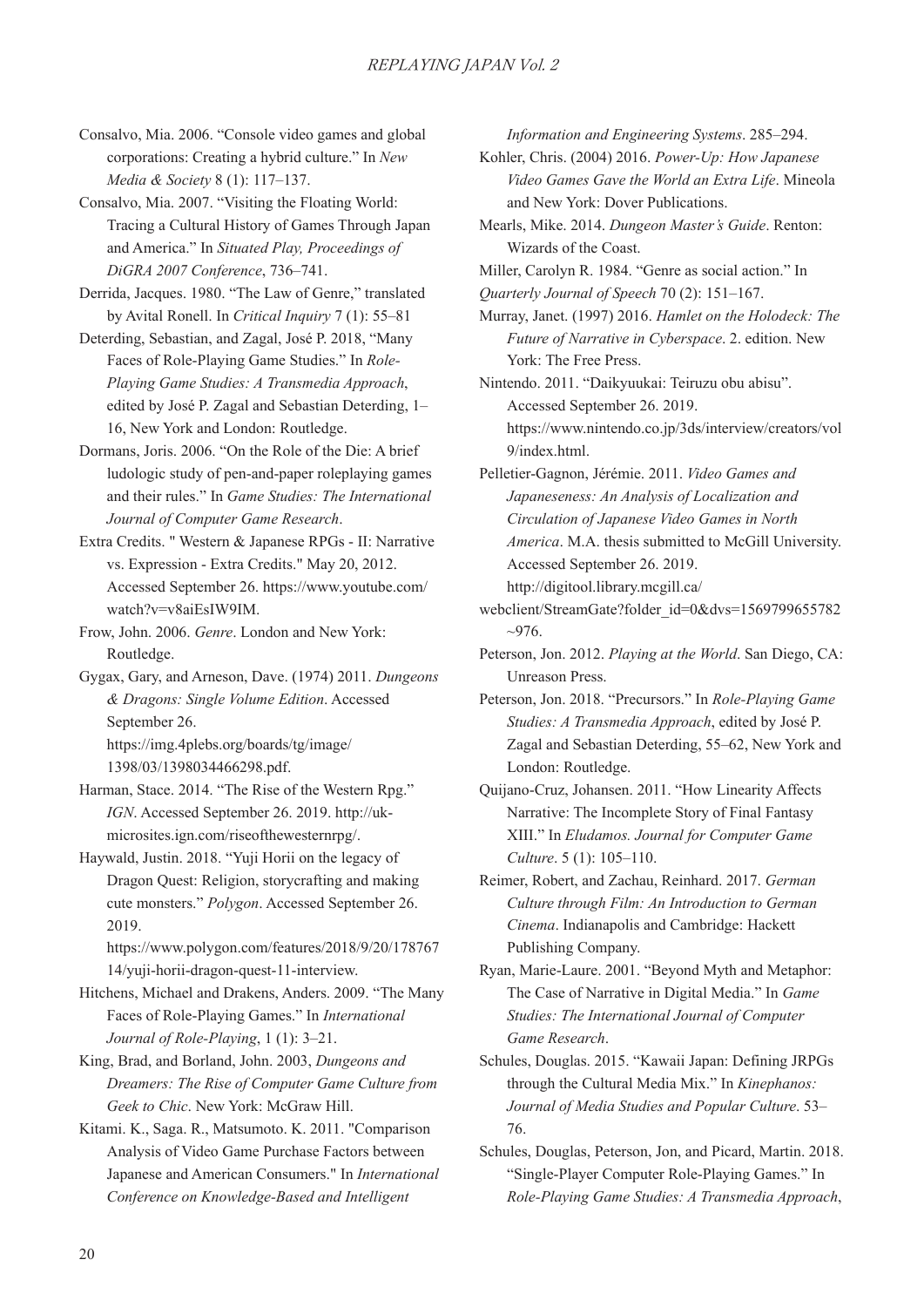Consalvo, Mia. 2006. "Console video games and global corporations: Creating a hybrid culture." In *New Media & Society* 8 (1): 117–137.

Consalvo, Mia. 2007. "Visiting the Floating World: Tracing a Cultural History of Games Through Japan and America." In *Situated Play, Proceedings of DiGRA 2007 Conference*, 736–741.

Derrida, Jacques. 1980. "The Law of Genre," translated by Avital Ronell. In *Critical Inquiry* 7 (1): 55–81

Deterding, Sebastian, and Zagal, José P. 2018, "Many Faces of Role-Playing Game Studies." In *Role-Playing Game Studies: A Transmedia Approach*, edited by José P. Zagal and Sebastian Deterding, 1–16, New York and London: Routledge.

Dormans, Joris. 2006. "On the Role of the Die: A brief ludologic study of pen-and-paper roleplaying games and their rules." In *Game Studies: The International Journal of Computer Game Research*.

Extra Credits. " Western & Japanese RPGs - II: Narrative vs. Expression - Extra Credits." May 20, 2012. Accessed September 26. https://www.youtube.com/watch?v=v8aiEsIW9IM.

Frow, John. 2006. *Genre*. London and New York: Routledge.

Gygax, Gary, and Arneson, Dave. (1974) 2011. *Dungeons & Dragons: Single Volume Edition*. Accessed September 26. https://img.4plebs.org/boards/tg/image/1398/03/1398034466298.pdf.

Harman, Stace. 2014. "The Rise of the Western Rpg." *IGN*. Accessed September 26. 2019. http://uk-microsites.ign.com/riseofthewesternrpg/.

Haywald, Justin. 2018. "Yuji Horii on the legacy of Dragon Quest: Religion, storycrafting and making cute monsters." *Polygon*. Accessed September 26. 2019. https://www.polygon.com/features/2018/9/20/17876714/yuji-horii-dragon-quest-11-interview.

Hitchens, Michael and Drakens, Anders. 2009. "The Many Faces of Role-Playing Games." In *International Journal of Role-Playing*, 1 (1): 3–21.

King, Brad, and Borland, John. 2003, *Dungeons and Dreamers: The Rise of Computer Game Culture from Geek to Chic*. New York: McGraw Hill.

Kitami. K., Saga. R., Matsumoto. K. 2011. "Comparison Analysis of Video Game Purchase Factors between Japanese and American Consumers." In *International Conference on Knowledge-Based and Intelligent Information and Engineering Systems*. 285–294.

Kohler, Chris. (2004) 2016. *Power-Up: How Japanese Video Games Gave the World an Extra Life*. Mineola and New York: Dover Publications.

Mearls, Mike. 2014. *Dungeon Master's Guide*. Renton: Wizards of the Coast.

Miller, Carolyn R. 1984. "Genre as social action." In *Quarterly Journal of Speech* 70 (2): 151–167.

Murray, Janet. (1997) 2016. *Hamlet on the Holodeck: The Future of Narrative in Cyberspace*. 2. edition. New York: The Free Press.

Nintendo. 2011. "Daikyuukai: Teiruzu obu abisu". Accessed September 26. 2019. https://www.nintendo.co.jp/3ds/interview/creators/vol9/index.html.

Pelletier-Gagnon, Jérémie. 2011. *Video Games and Japaneseness: An Analysis of Localization and Circulation of Japanese Video Games in North America*. M.A. thesis submitted to McGill University. Accessed September 26. 2019. http://digitool.library.mcgill.ca/webclient/StreamGate?folder_id=0&dvs=1569799655782~976.

Peterson, Jon. 2012. *Playing at the World*. San Diego, CA: Unreason Press.

Peterson, Jon. 2018. "Precursors." In *Role-Playing Game Studies: A Transmedia Approach*, edited by José P. Zagal and Sebastian Deterding, 55–62, New York and London: Routledge.

Quijano-Cruz, Johansen. 2011. "How Linearity Affects Narrative: The Incomplete Story of Final Fantasy XIII." In *Eludamos. Journal for Computer Game Culture*. 5 (1): 105–110.

Reimer, Robert, and Zachau, Reinhard. 2017. *German Culture through Film: An Introduction to German Cinema*. Indianapolis and Cambridge: Hackett Publishing Company.

Ryan, Marie-Laure. 2001. "Beyond Myth and Metaphor: The Case of Narrative in Digital Media." In *Game Studies: The International Journal of Computer Game Research*.

Schules, Douglas. 2015. "Kawaii Japan: Defining JRPGs through the Cultural Media Mix." In *Kinephanos: Journal of Media Studies and Popular Culture*. 53–76.

Schules, Douglas, Peterson, Jon, and Picard, Martin. 2018. "Single-Player Computer Role-Playing Games." In *Role-Playing Game Studies: A Transmedia Approach*,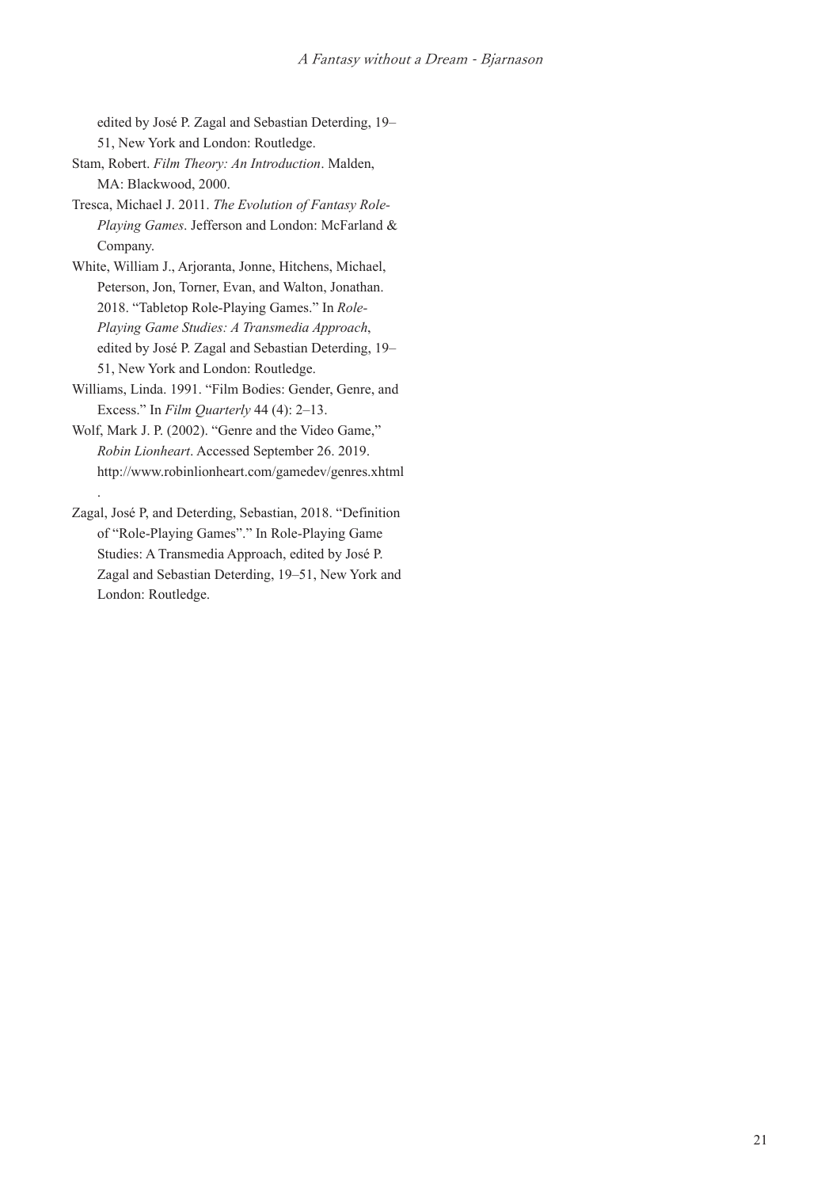edited by José P. Zagal and Sebastian Deterding, 19–51, New York and London: Routledge.

Stam, Robert. *Film Theory: An Introduction*. Malden, MA: Blackwood, 2000.

Tresca, Michael J. 2011. *The Evolution of Fantasy Role-Playing Games*. Jefferson and London: McFarland & Company.

White, William J., Arjoranta, Jonne, Hitchens, Michael, Peterson, Jon, Torner, Evan, and Walton, Jonathan. 2018. "Tabletop Role-Playing Games." In *Role-Playing Game Studies: A Transmedia Approach*, edited by José P. Zagal and Sebastian Deterding, 19–51, New York and London: Routledge.

Williams, Linda. 1991. "Film Bodies: Gender, Genre, and Excess." In *Film Quarterly* 44 (4): 2–13.

Wolf, Mark J. P. (2002). "Genre and the Video Game," *Robin Lionheart*. Accessed September 26. 2019. http://www.robinlionheart.com/gamedev/genres.xhtml .

Zagal, José P, and Deterding, Sebastian, 2018. "Definition of "Role-Playing Games"." In Role-Playing Game Studies: A Transmedia Approach, edited by José P. Zagal and Sebastian Deterding, 19–51, New York and London: Routledge.